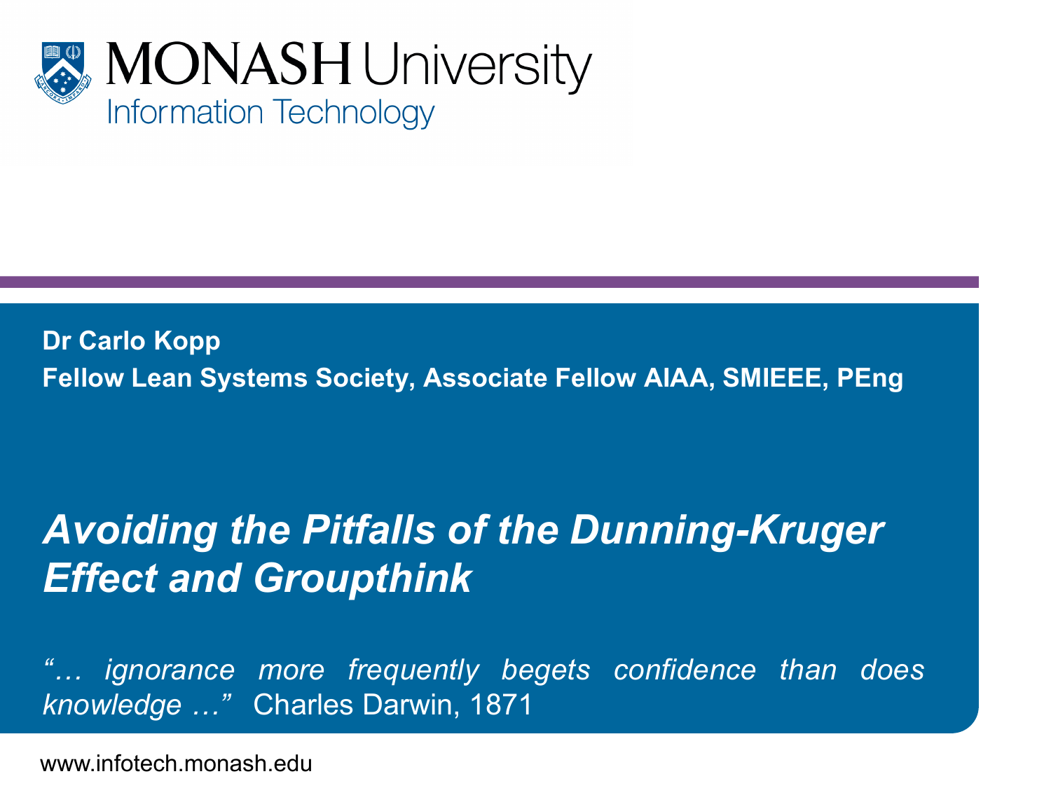MONASH University
Information Technology

**Dr Carlo Kopp**

**Fellow Lean Systems Society, Associate Fellow AIAA, SMIEEE, PEng**

# *Avoiding the Pitfalls of the Dunning-Kruger Effect and Groupthink*

*"… ignorance more frequently begets confidence than does knowledge …"* Charles Darwin, 1871

www.infotech.monash.edu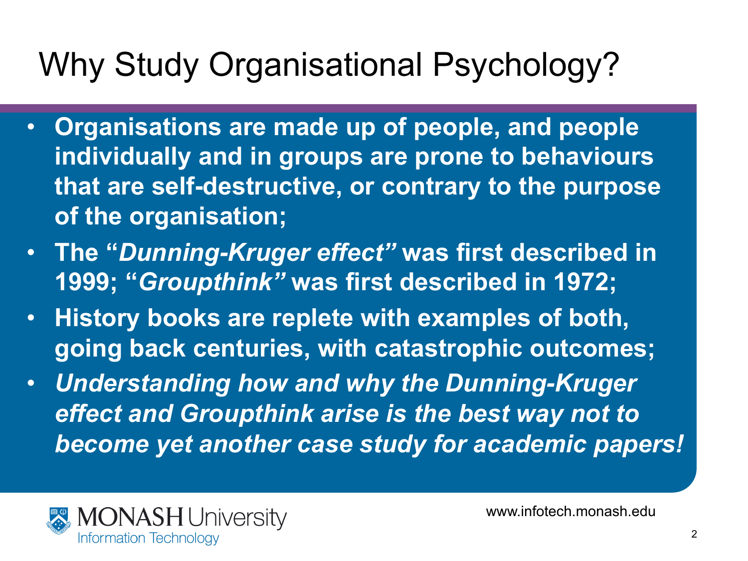# Why Study Organisational Psychology?

- **Organisations are made up of people, and people individually and in groups are prone to behaviours that are self-destructive, or contrary to the purpose of the organisation;**
- **The "*Dunning-Kruger effect"* was first described in 1999; "*Groupthink"* was first described in 1972;**
- **History books are replete with examples of both, going back centuries, with catastrophic outcomes;**
- ***Understanding how and why the Dunning-Kruger effect and Groupthink arise is the best way not to become yet another case study for academic papers!***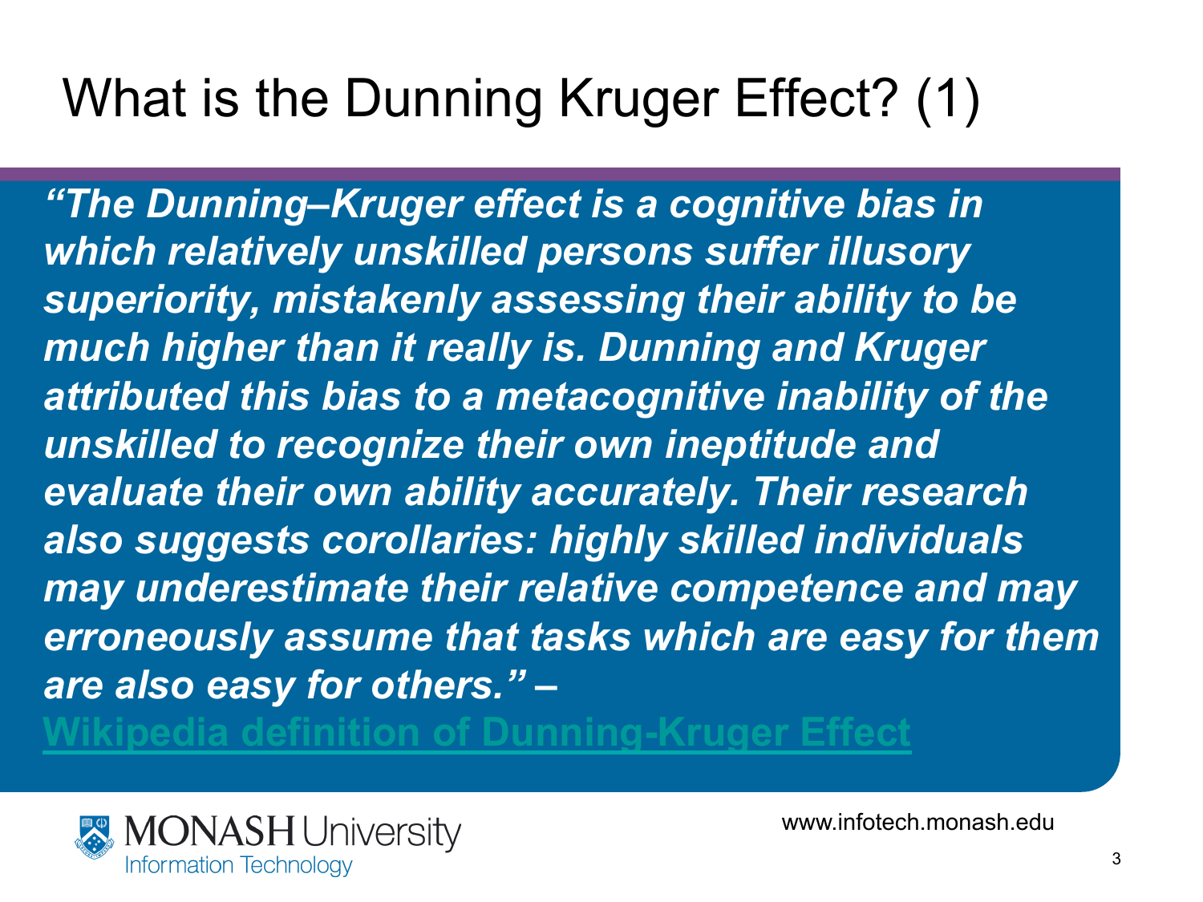# What is the Dunning Kruger Effect? (1)

***"The Dunning–Kruger effect is a cognitive bias in which relatively unskilled persons suffer illusory superiority, mistakenly assessing their ability to be much higher than it really is. Dunning and Kruger attributed this bias to a metacognitive inability of the unskilled to recognize their own ineptitude and evaluate their own ability accurately. Their research also suggests corollaries: highly skilled individuals may underestimate their relative competence and may erroneously assume that tasks which are easy for them are also easy for others." –***

**Wikipedia definition of Dunning-Kruger Effect**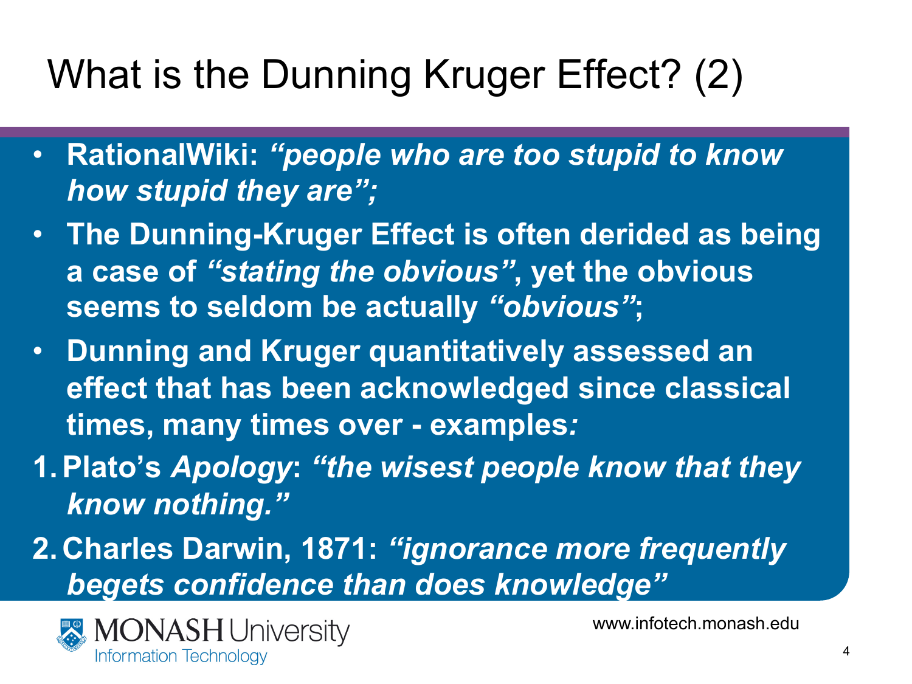# What is the Dunning Kruger Effect? (2)

- **RationalWiki: *"people who are too stupid to know how stupid they are"*;**
- **The Dunning-Kruger Effect is often derided as being a case of *"stating the obvious"*, yet the obvious seems to seldom be actually *"obvious"*;**
- **Dunning and Kruger quantitatively assessed an effect that has been acknowledged since classical times, many times over - examples*:***

1. **Plato's *Apology*: *"the wisest people know that they know nothing."***
2. **Charles Darwin, 1871: *"ignorance more frequently begets confidence than does knowledge"***

MONASH University
Information Technology

www.infotech.monash.edu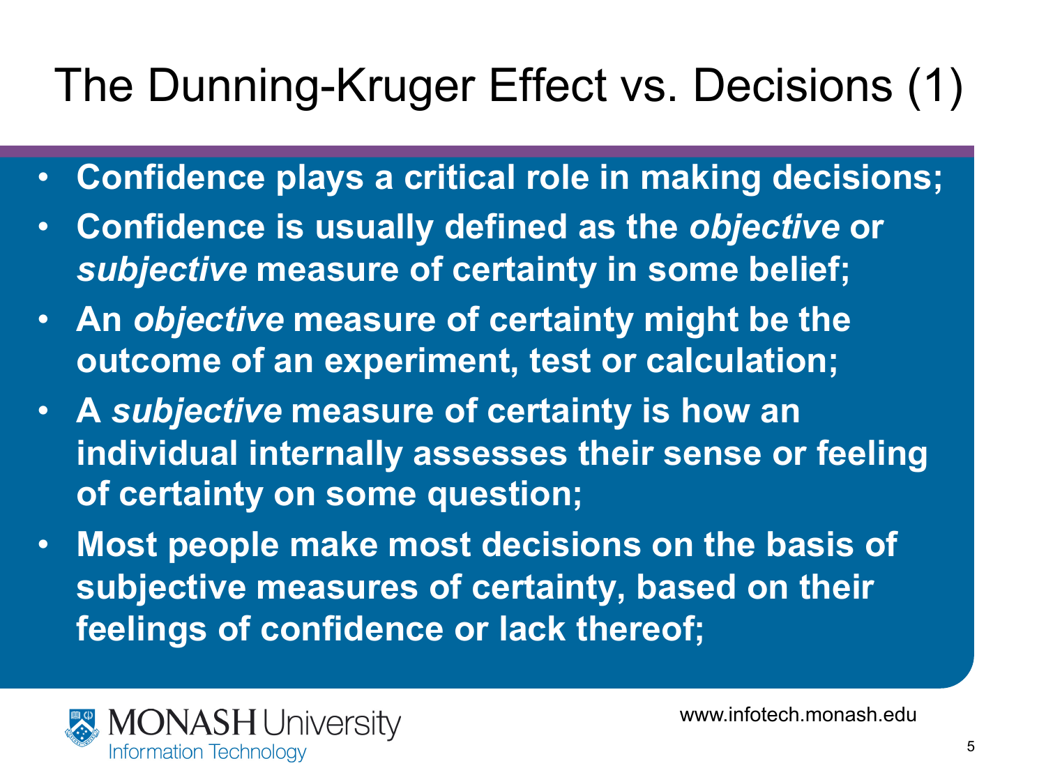# The Dunning-Kruger Effect vs. Decisions (1)

- **Confidence plays a critical role in making decisions;**
- **Confidence is usually defined as the *objective* or *subjective* measure of certainty in some belief;**
- **An *objective* measure of certainty might be the outcome of an experiment, test or calculation;**
- **A *subjective* measure of certainty is how an individual internally assesses their sense or feeling of certainty on some question;**
- **Most people make most decisions on the basis of subjective measures of certainty, based on their feelings of confidence or lack thereof;**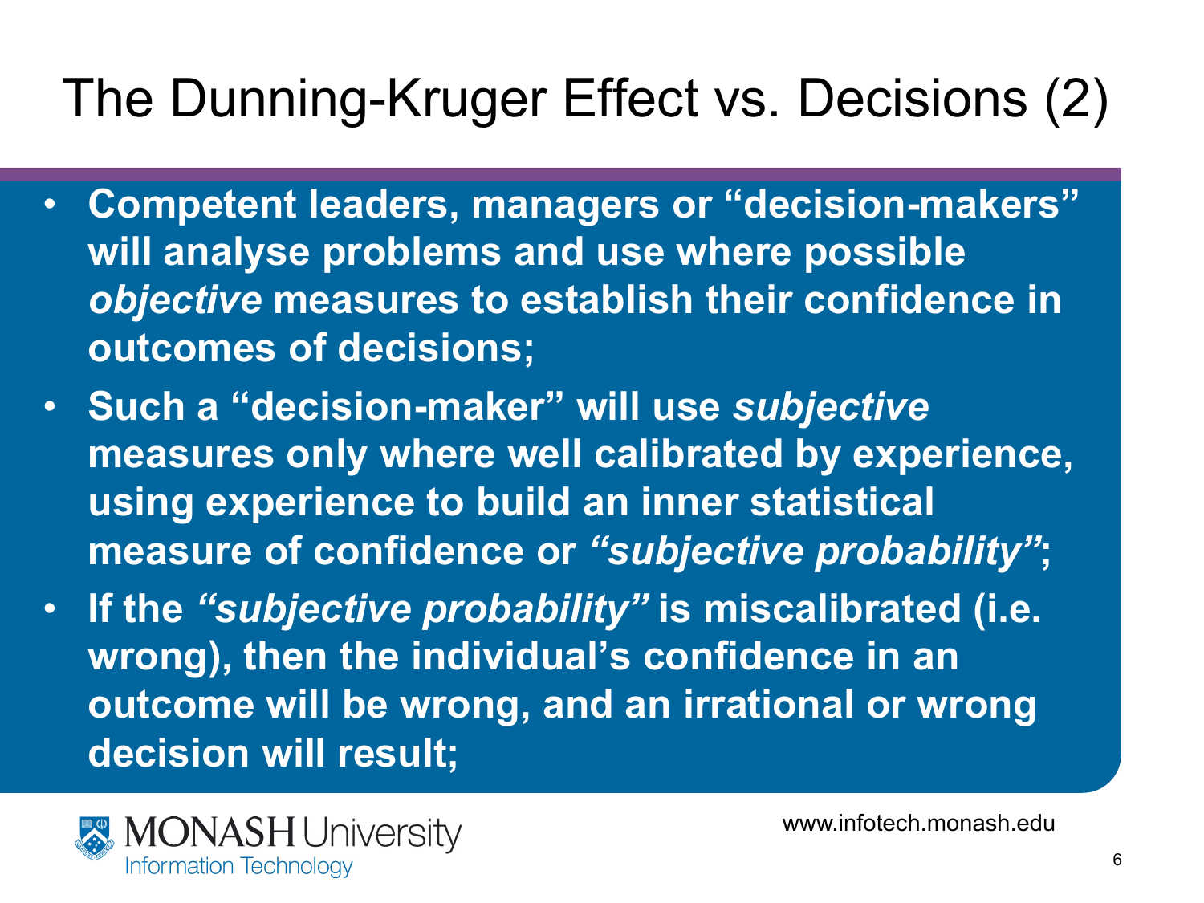# The Dunning-Kruger Effect vs. Decisions (2)

- **Competent leaders, managers or "decision-makers" will analyse problems and use where possible *objective* measures to establish their confidence in outcomes of decisions;**
- **Such a "decision-maker" will use *subjective* measures only where well calibrated by experience, using experience to build an inner statistical measure of confidence or *"subjective probability"*;**
- **If the *"subjective probability"* is miscalibrated (i.e. wrong), then the individual's confidence in an outcome will be wrong, and an irrational or wrong decision will result;**

MONASH University
Information Technology

www.infotech.monash.edu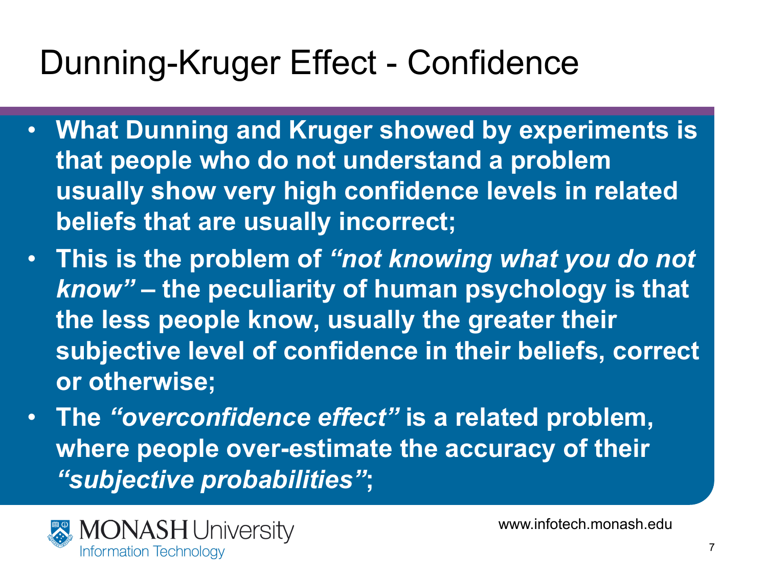# Dunning-Kruger Effect - Confidence

- **What Dunning and Kruger showed by experiments is that people who do not understand a problem usually show very high confidence levels in related beliefs that are usually incorrect;**
- **This is the problem of *"not knowing what you do not know"* – the peculiarity of human psychology is that the less people know, usually the greater their subjective level of confidence in their beliefs, correct or otherwise;**
- **The *"overconfidence effect"* is a related problem, where people over-estimate the accuracy of their *"subjective probabilities"*;**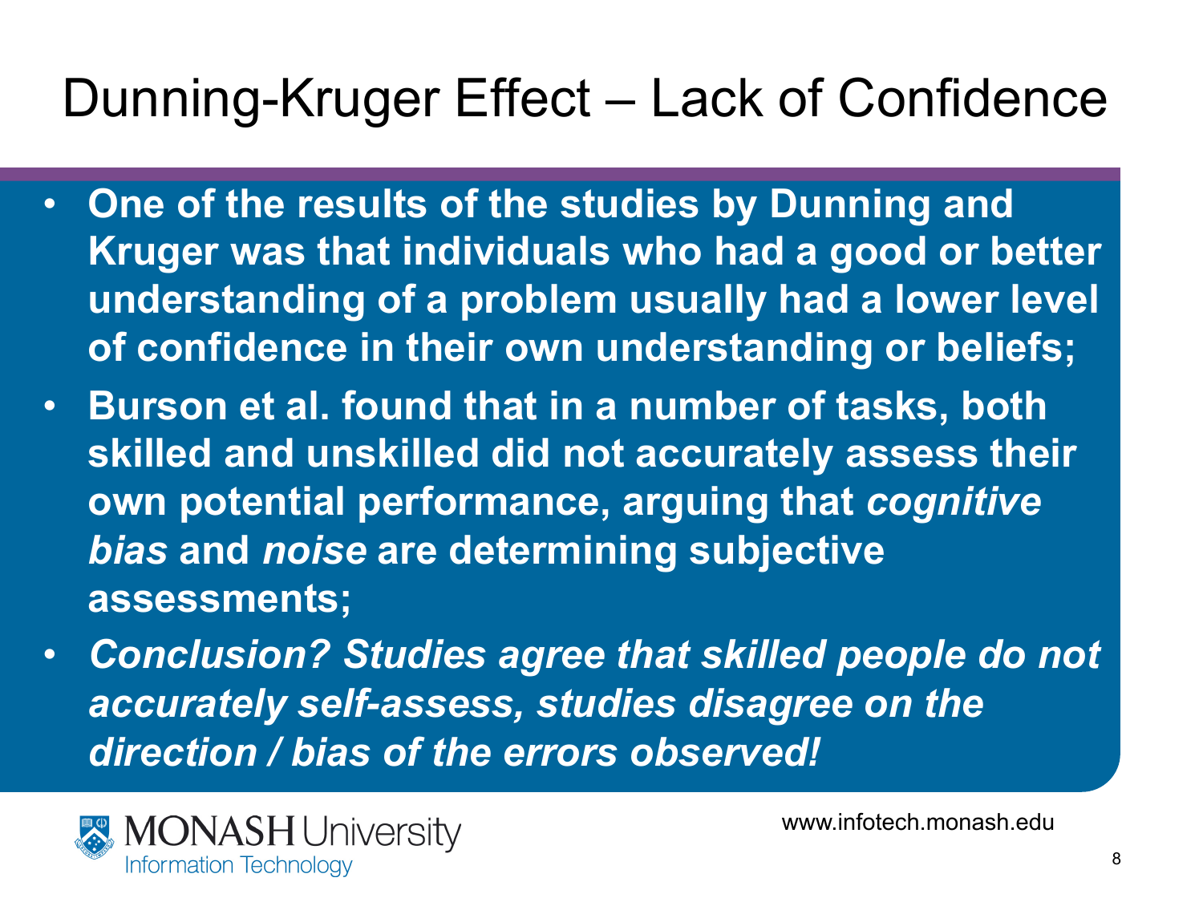# Dunning-Kruger Effect – Lack of Confidence

- **One of the results of the studies by Dunning and Kruger was that individuals who had a good or better understanding of a problem usually had a lower level of confidence in their own understanding or beliefs;**
- **Burson et al. found that in a number of tasks, both skilled and unskilled did not accurately assess their own potential performance, arguing that *cognitive bias* and *noise* are determining subjective assessments;**
- ***Conclusion? Studies agree that skilled people do not accurately self-assess, studies disagree on the direction / bias of the errors observed!***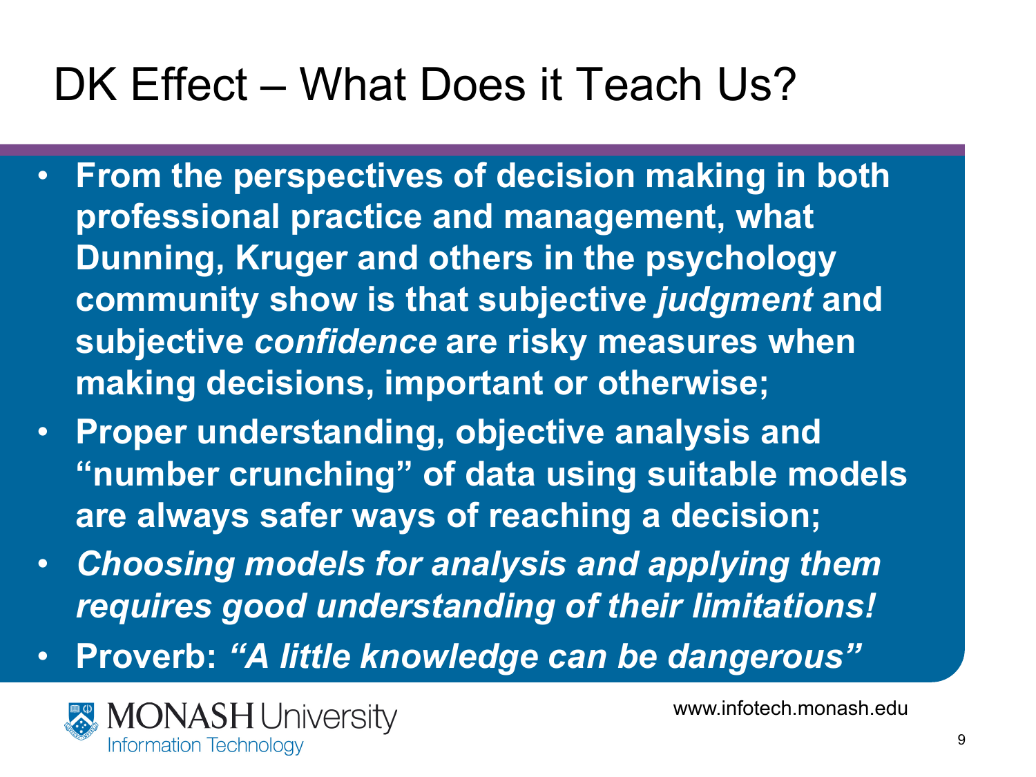# DK Effect – What Does it Teach Us?

- **From the perspectives of decision making in both professional practice and management, what Dunning, Kruger and others in the psychology community show is that subjective *judgment* and subjective *confidence* are risky measures when making decisions, important or otherwise;**
- **Proper understanding, objective analysis and "number crunching" of data using suitable models are always safer ways of reaching a decision;**
- ***Choosing models for analysis and applying them requires good understanding of their limitations!***
- **Proverb: *"A little knowledge can be dangerous"***

www.infotech.monash.edu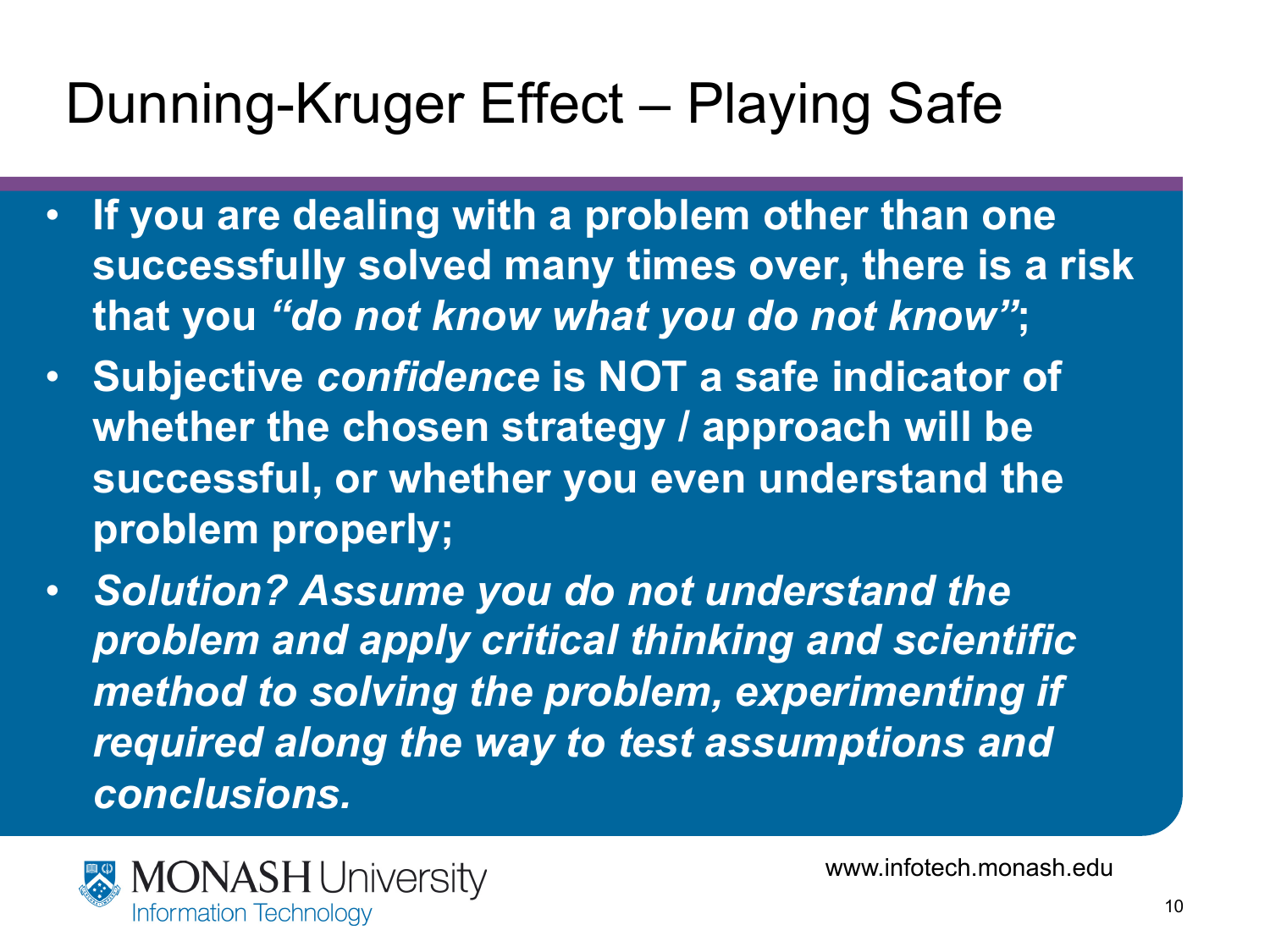# Dunning-Kruger Effect – Playing Safe

- **If you are dealing with a problem other than one successfully solved many times over, there is a risk that you *"do not know what you do not know"*;**
- **Subjective *confidence* is NOT a safe indicator of whether the chosen strategy / approach will be successful, or whether you even understand the problem properly;**
- ***Solution? Assume you do not understand the problem and apply critical thinking and scientific method to solving the problem, experimenting if required along the way to test assumptions and conclusions.***

MONASH University Information Technology

www.infotech.monash.edu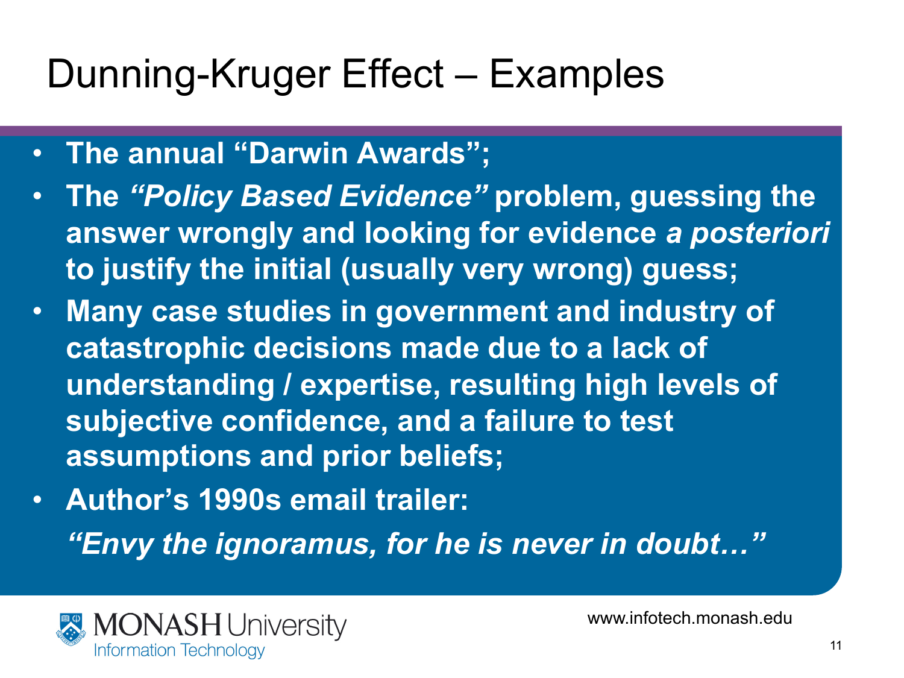# Dunning-Kruger Effect – Examples

- **The annual "Darwin Awards";**
- **The *"Policy Based Evidence"* problem, guessing the answer wrongly and looking for evidence *a posteriori* to justify the initial (usually very wrong) guess;**
- **Many case studies in government and industry of catastrophic decisions made due to a lack of understanding / expertise, resulting high levels of subjective confidence, and a failure to test assumptions and prior beliefs;**
- **Author's 1990s email trailer:**

  ***"Envy the ignoramus, for he is never in doubt…"***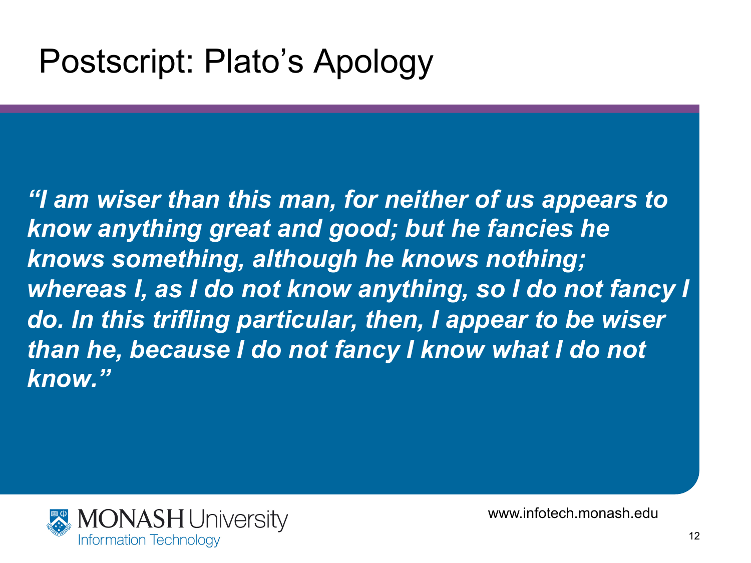# Postscript: Plato's Apology

***"I am wiser than this man, for neither of us appears to know anything great and good; but he fancies he knows something, although he knows nothing; whereas I, as I do not know anything, so I do not fancy I do. In this trifling particular, then, I appear to be wiser than he, because I do not fancy I know what I do not know."***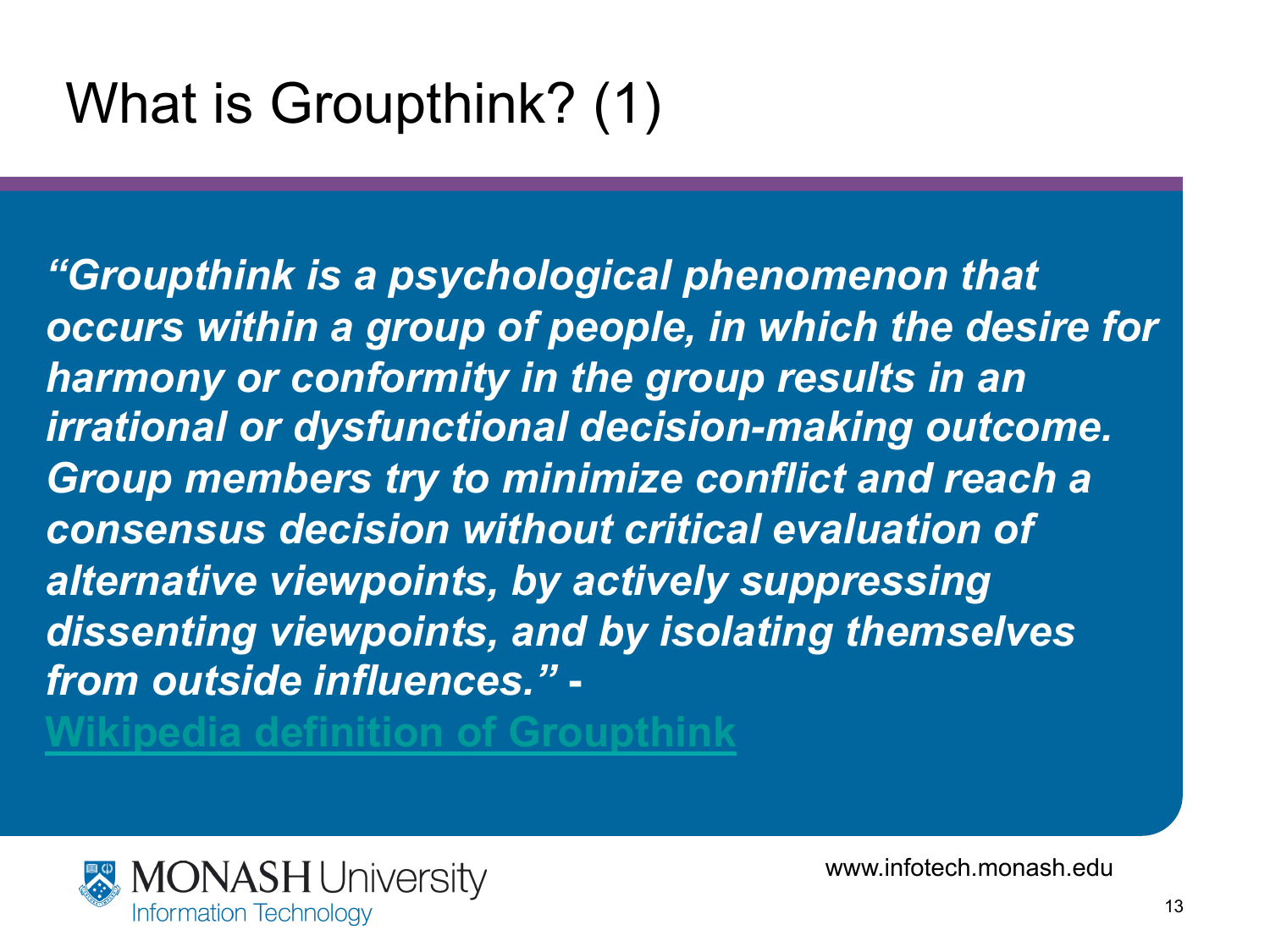# What is Groupthink? (1)

***"Groupthink is a psychological phenomenon that occurs within a group of people, in which the desire for harmony or conformity in the group results in an irrational or dysfunctional decision-making outcome. Group members try to minimize conflict and reach a consensus decision without critical evaluation of alternative viewpoints, by actively suppressing dissenting viewpoints, and by isolating themselves from outside influences." -***

**Wikipedia definition of Groupthink**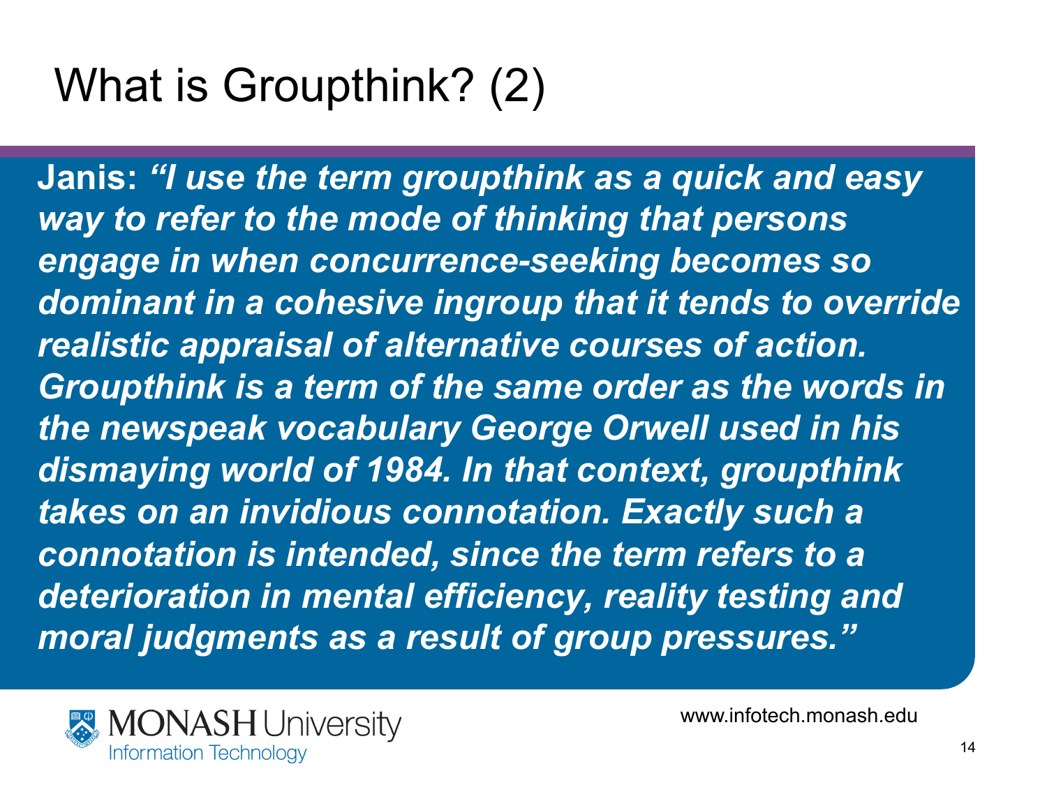# What is Groupthink? (2)

**Janis:** ***"I use the term groupthink as a quick and easy way to refer to the mode of thinking that persons engage in when concurrence-seeking becomes so dominant in a cohesive ingroup that it tends to override realistic appraisal of alternative courses of action. Groupthink is a term of the same order as the words in the newspeak vocabulary George Orwell used in his dismaying world of 1984. In that context, groupthink takes on an invidious connotation. Exactly such a connotation is intended, since the term refers to a deterioration in mental efficiency, reality testing and moral judgments as a result of group pressures."***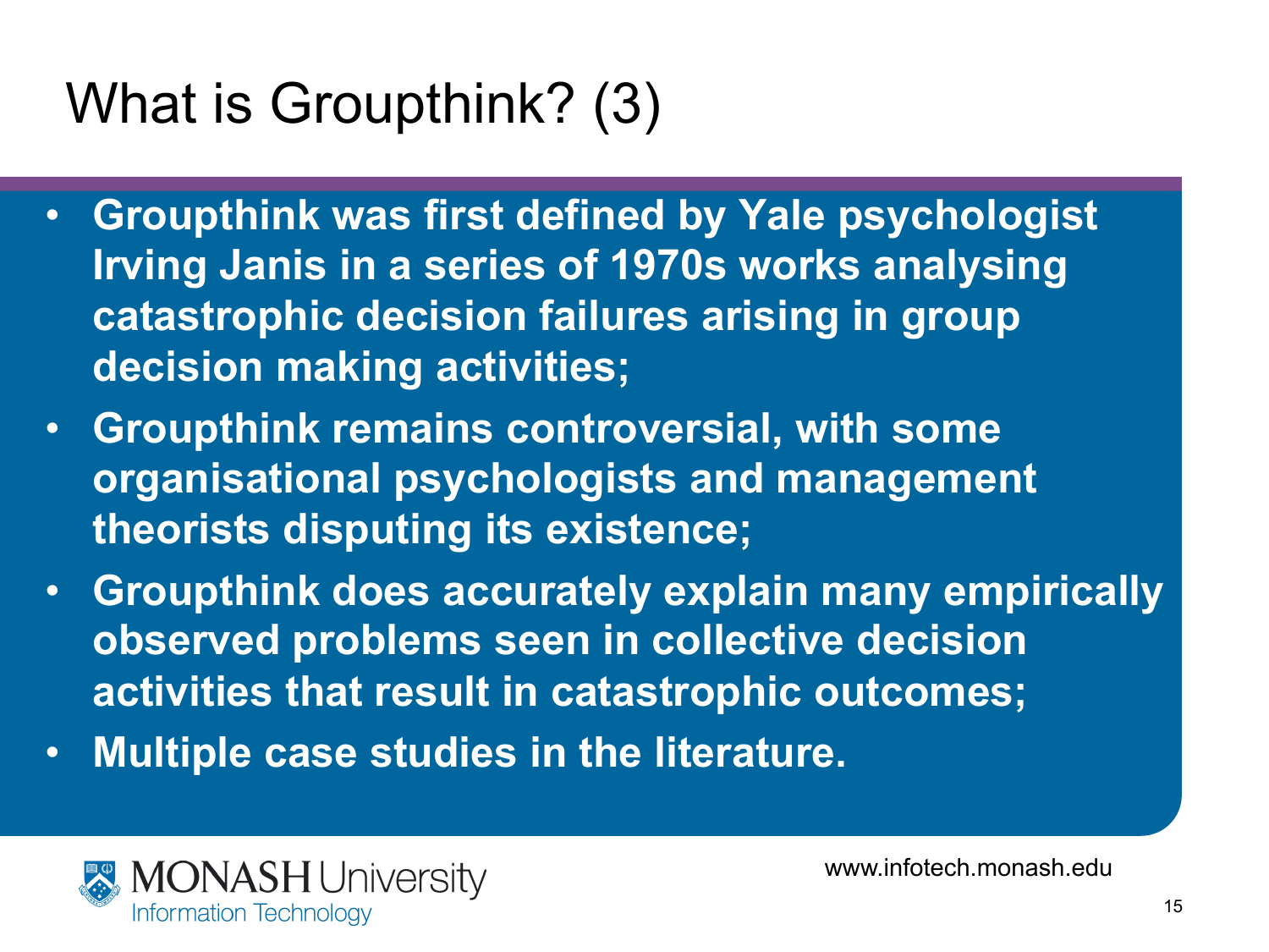# What is Groupthink? (3)

- **Groupthink was first defined by Yale psychologist Irving Janis in a series of 1970s works analysing catastrophic decision failures arising in group decision making activities;**
- **Groupthink remains controversial, with some organisational psychologists and management theorists disputing its existence;**
- **Groupthink does accurately explain many empirically observed problems seen in collective decision activities that result in catastrophic outcomes;**
- **Multiple case studies in the literature.**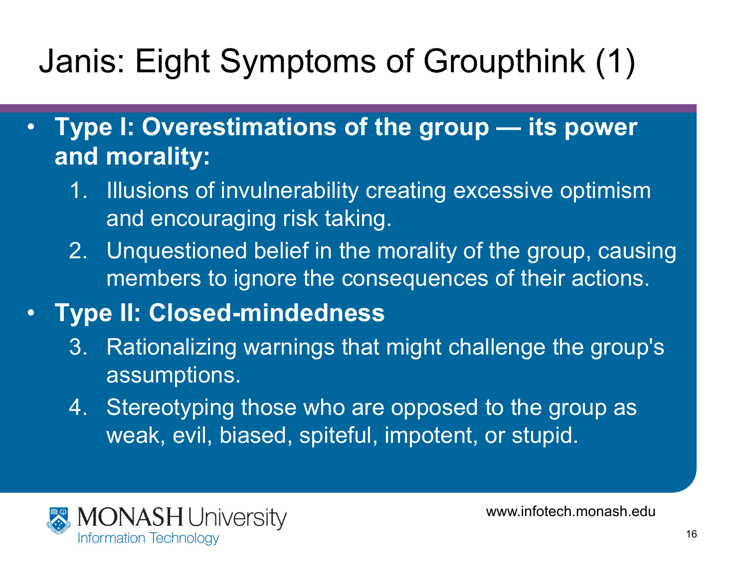# Janis: Eight Symptoms of Groupthink (1)

- **Type I: Overestimations of the group — its power and morality:**
  1. Illusions of invulnerability creating excessive optimism and encouraging risk taking.
  2. Unquestioned belief in the morality of the group, causing members to ignore the consequences of their actions.
- **Type II: Closed-mindedness**
  3. Rationalizing warnings that might challenge the group's assumptions.
  4. Stereotyping those who are opposed to the group as weak, evil, biased, spiteful, impotent, or stupid.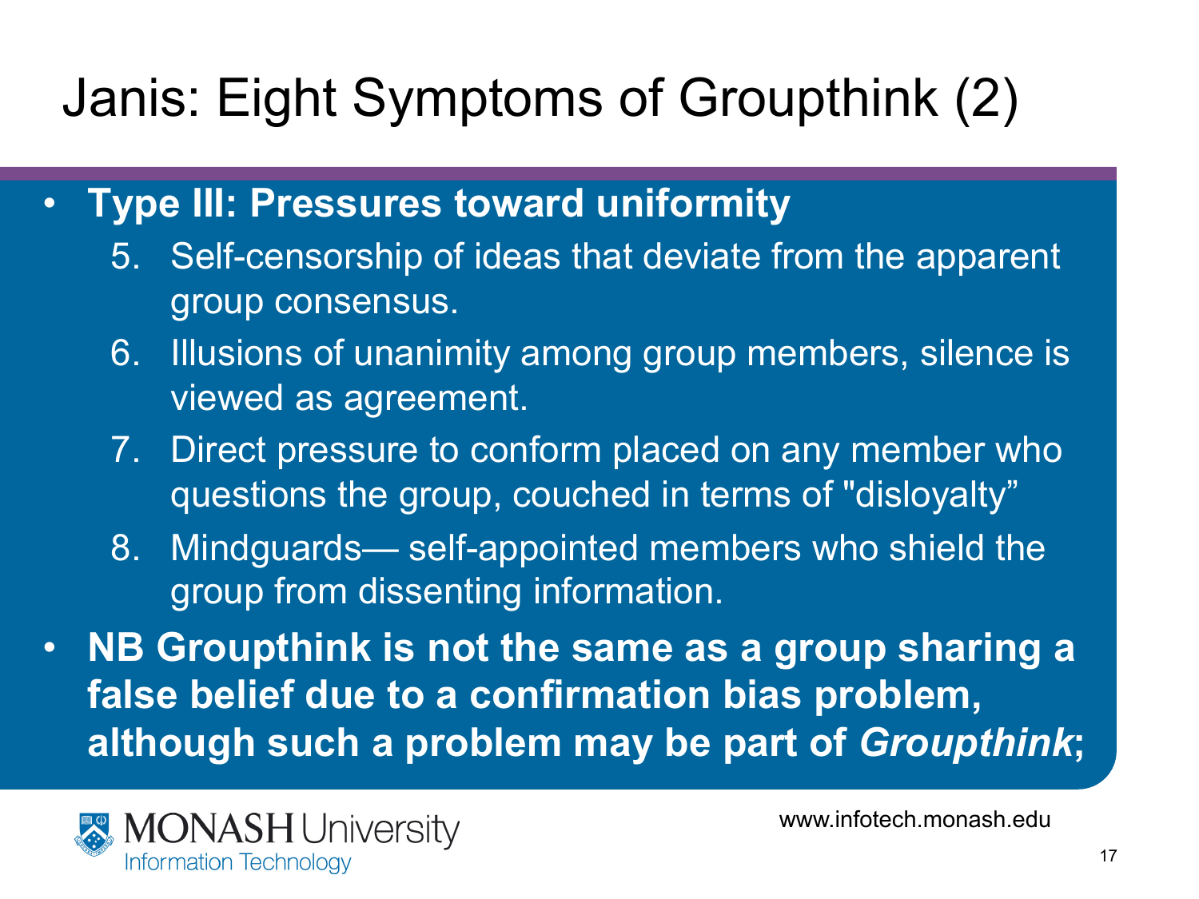# Janis: Eight Symptoms of Groupthink (2)

- **Type III: Pressures toward uniformity**
  5. Self-censorship of ideas that deviate from the apparent group consensus.
  6. Illusions of unanimity among group members, silence is viewed as agreement.
  7. Direct pressure to conform placed on any member who questions the group, couched in terms of "disloyalty"
  8. Mindguards— self-appointed members who shield the group from dissenting information.
- **NB Groupthink is not the same as a group sharing a false belief due to a confirmation bias problem, although such a problem may be part of *Groupthink*;**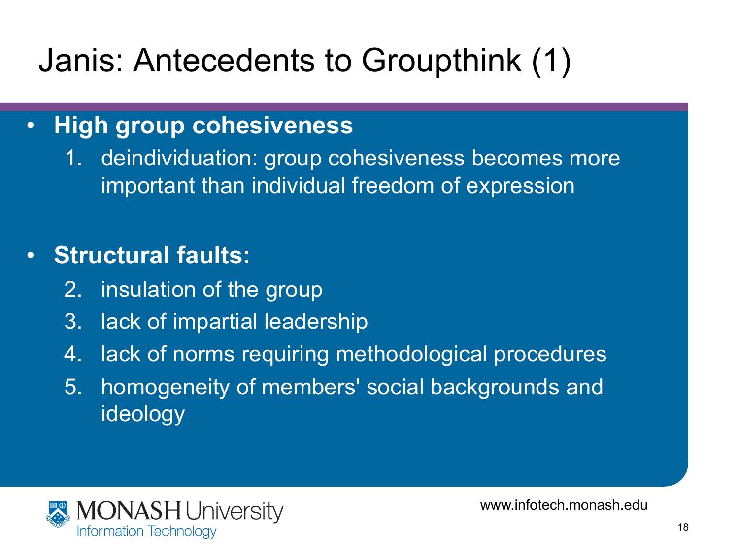# Janis: Antecedents to Groupthink (1)

- **High group cohesiveness**
  1. deindividuation: group cohesiveness becomes more important than individual freedom of expression

- **Structural faults:**
  2. insulation of the group
  3. lack of impartial leadership
  4. lack of norms requiring methodological procedures
  5. homogeneity of members' social backgrounds and ideology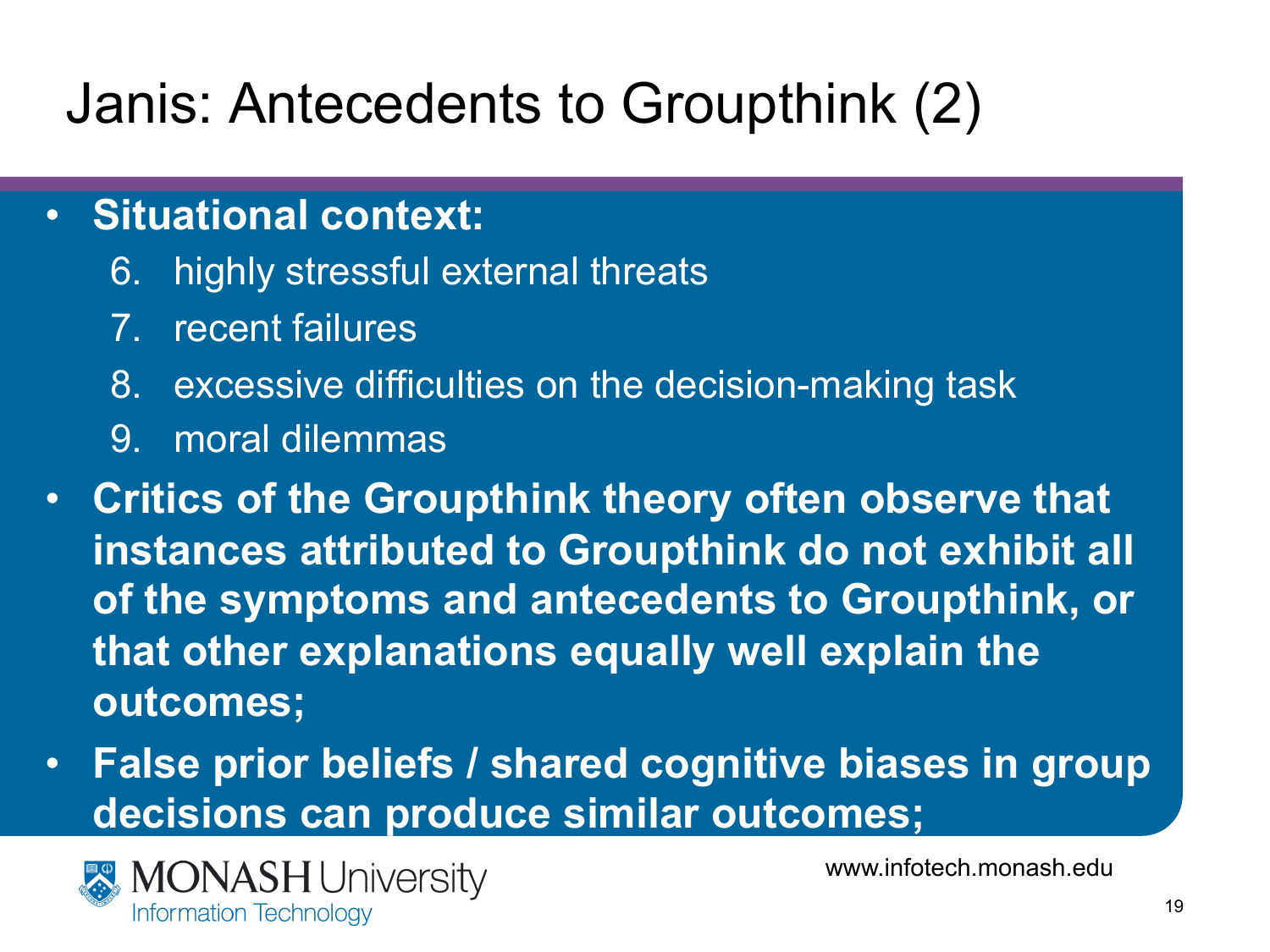# Janis: Antecedents to Groupthink (2)

- **Situational context:**
  6. highly stressful external threats
  7. recent failures
  8. excessive difficulties on the decision-making task
  9. moral dilemmas
- **Critics of the Groupthink theory often observe that instances attributed to Groupthink do not exhibit all of the symptoms and antecedents to Groupthink, or that other explanations equally well explain the outcomes;**
- **False prior beliefs / shared cognitive biases in group decisions can produce similar outcomes;**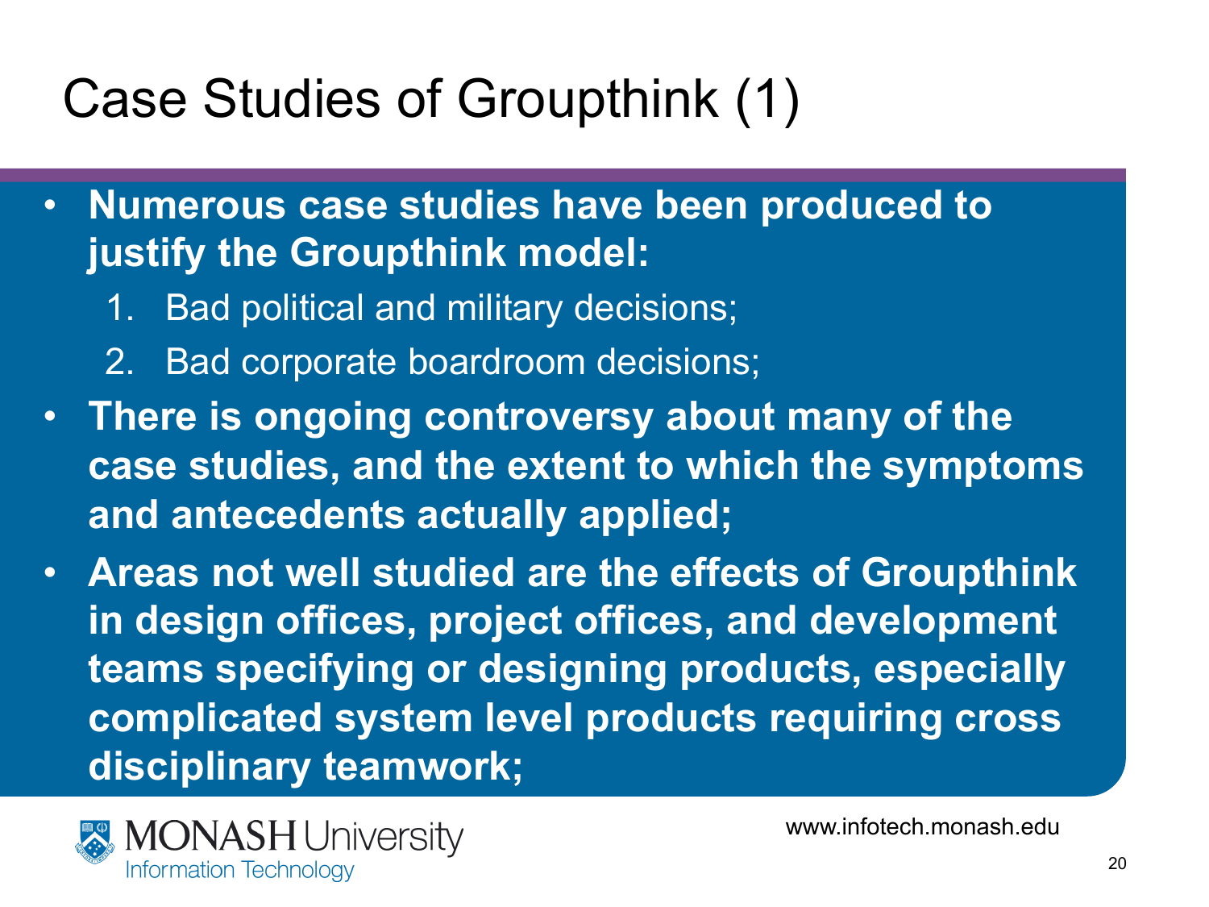# Case Studies of Groupthink (1)

- **Numerous case studies have been produced to justify the Groupthink model:**
  1. Bad political and military decisions;
  2. Bad corporate boardroom decisions;
- **There is ongoing controversy about many of the case studies, and the extent to which the symptoms and antecedents actually applied;**
- **Areas not well studied are the effects of Groupthink in design offices, project offices, and development teams specifying or designing products, especially complicated system level products requiring cross disciplinary teamwork;**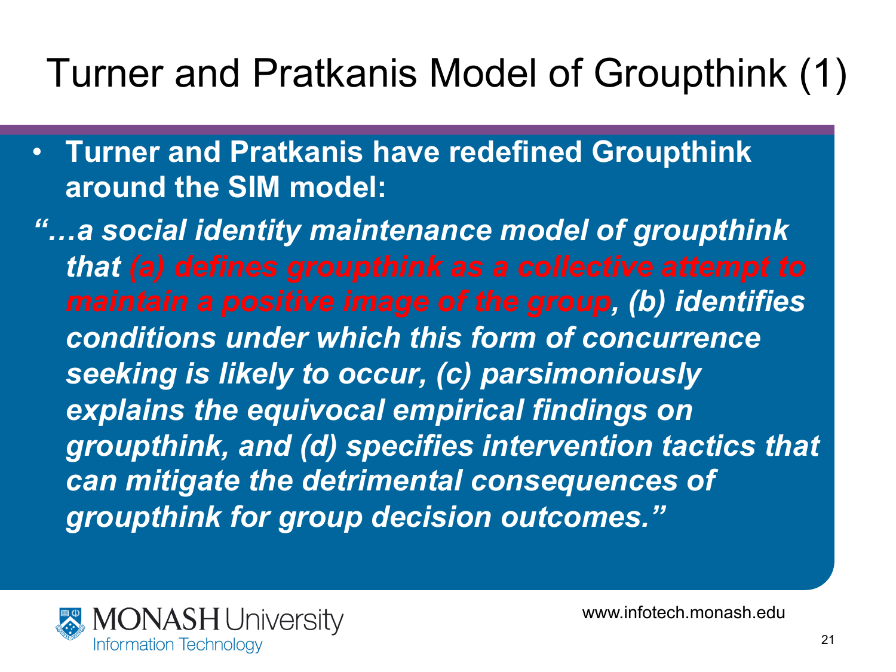# Turner and Pratkanis Model of Groupthink (1)

- **Turner and Pratkanis have redefined Groupthink around the SIM model:**

***"…a social identity maintenance model of groupthink that (a) defines groupthink as a collective attempt to maintain a positive image of the group, (b) identifies conditions under which this form of concurrence seeking is likely to occur, (c) parsimoniously explains the equivocal empirical findings on groupthink, and (d) specifies intervention tactics that can mitigate the detrimental consequences of groupthink for group decision outcomes."***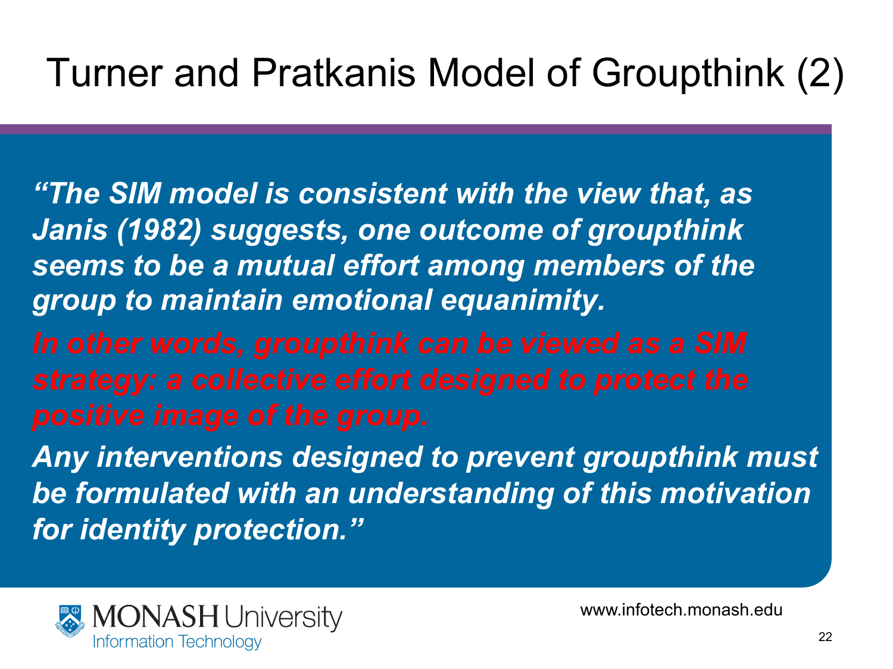# Turner and Pratkanis Model of Groupthink (2)

***"The SIM model is consistent with the view that, as Janis (1982) suggests, one outcome of groupthink seems to be a mutual effort among members of the group to maintain emotional equanimity.***

***In other words, groupthink can be viewed as a SIM strategy: a collective effort designed to protect the positive image of the group.***

***Any interventions designed to prevent groupthink must be formulated with an understanding of this motivation for identity protection."***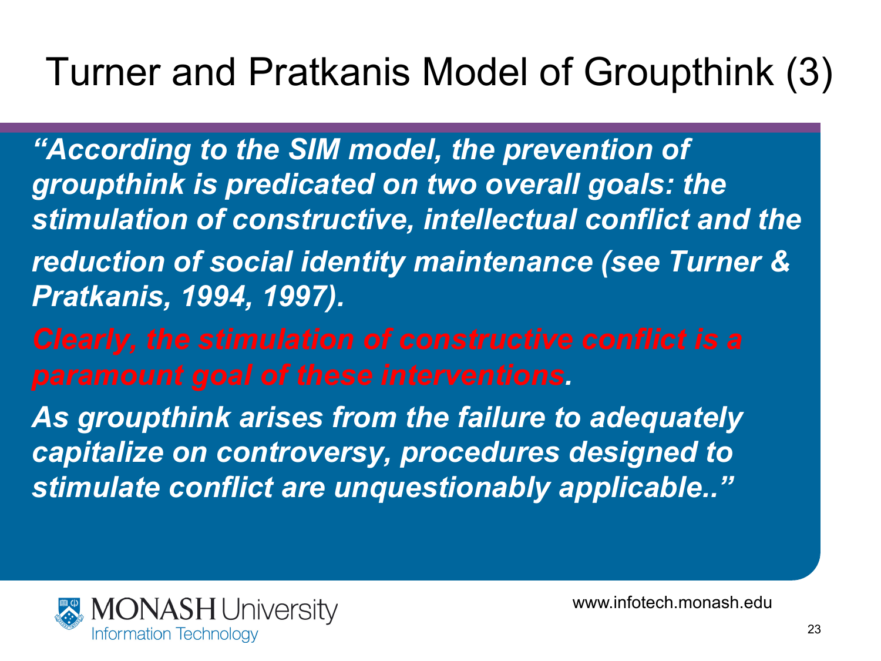# Turner and Pratkanis Model of Groupthink (3)

***"According to the SIM model, the prevention of groupthink is predicated on two overall goals: the stimulation of constructive, intellectual conflict and the reduction of social identity maintenance (see Turner & Pratkanis, 1994, 1997).***

***Clearly, the stimulation of constructive conflict is a paramount goal of these interventions.***

***As groupthink arises from the failure to adequately capitalize on controversy, procedures designed to stimulate conflict are unquestionably applicable.."***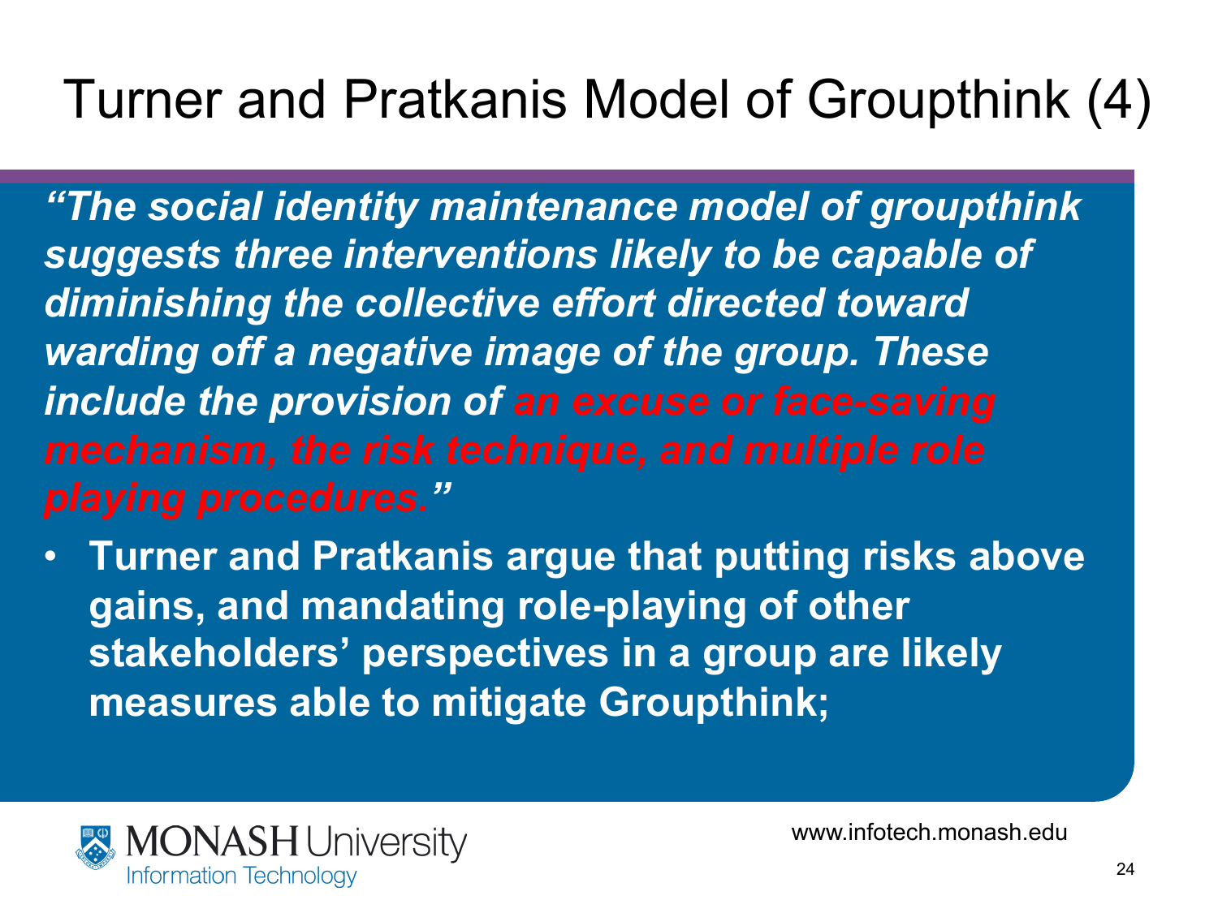# Turner and Pratkanis Model of Groupthink (4)

***"The social identity maintenance model of groupthink suggests three interventions likely to be capable of diminishing the collective effort directed toward warding off a negative image of the group. These include the provision of an excuse or face-saving mechanism, the risk technique, and multiple role playing procedures."***

- **Turner and Pratkanis argue that putting risks above gains, and mandating role-playing of other stakeholders' perspectives in a group are likely measures able to mitigate Groupthink;**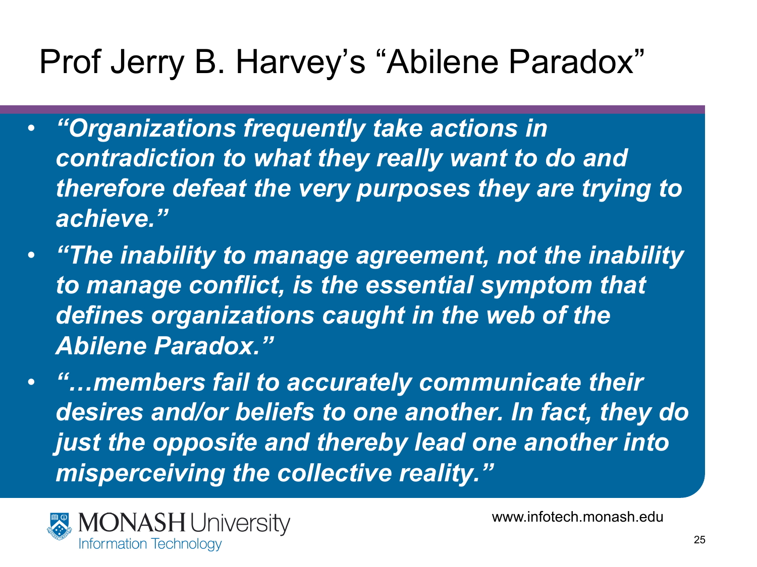# Prof Jerry B. Harvey's "Abilene Paradox"

- ***"Organizations frequently take actions in contradiction to what they really want to do and therefore defeat the very purposes they are trying to achieve."***
- ***"The inability to manage agreement, not the inability to manage conflict, is the essential symptom that defines organizations caught in the web of the Abilene Paradox."***
- ***"…members fail to accurately communicate their desires and/or beliefs to one another. In fact, they do just the opposite and thereby lead one another into misperceiving the collective reality."***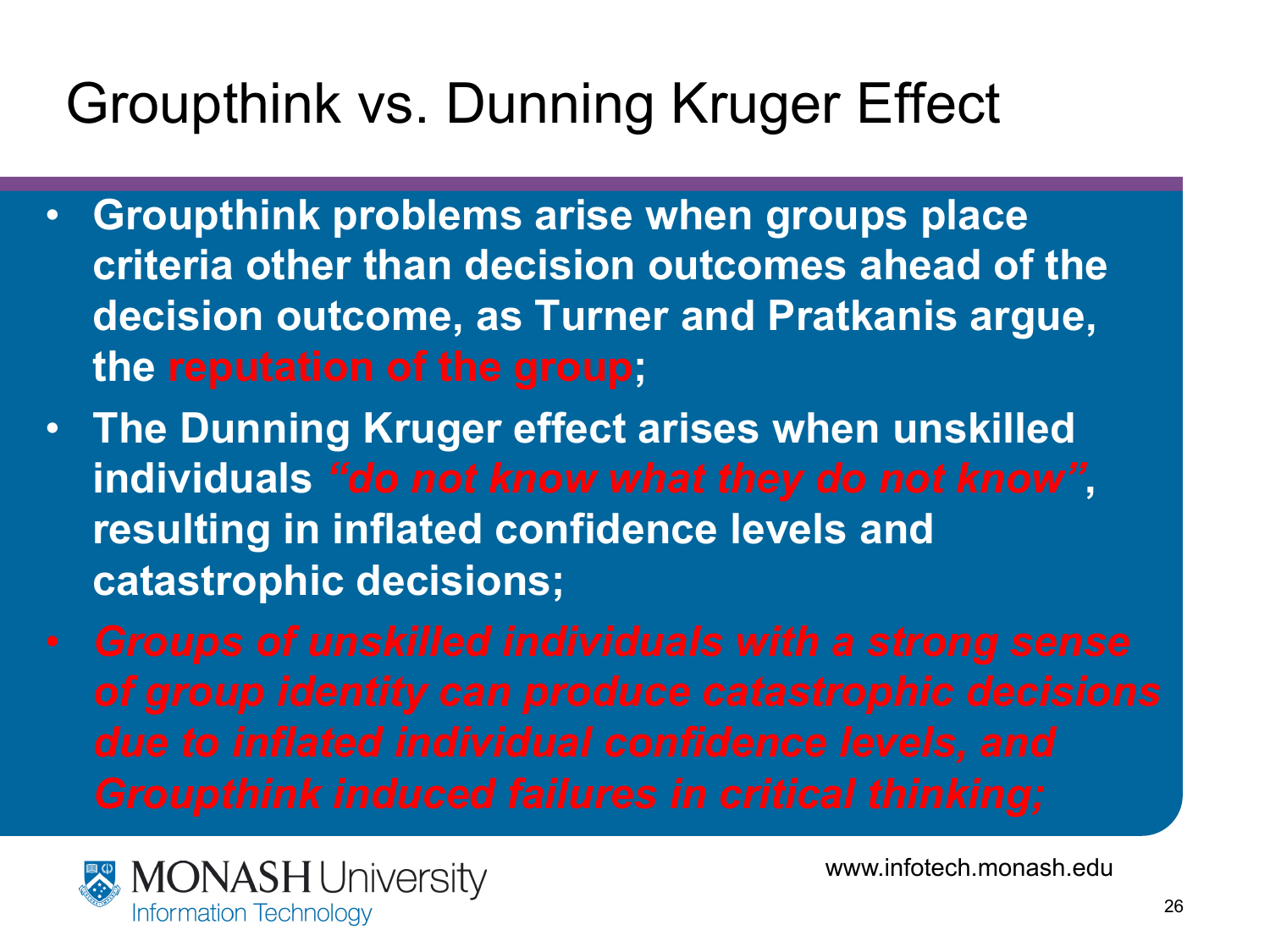# Groupthink vs. Dunning Kruger Effect

- **Groupthink problems arise when groups place criteria other than decision outcomes ahead of the decision outcome, as Turner and Pratkanis argue, the reputation of the group;**
- **The Dunning Kruger effect arises when unskilled individuals *"do not know what they do not know"*, resulting in inflated confidence levels and catastrophic decisions;**
- ***Groups of unskilled individuals with a strong sense of group identity can produce catastrophic decisions due to inflated individual confidence levels, and Groupthink induced failures in critical thinking;***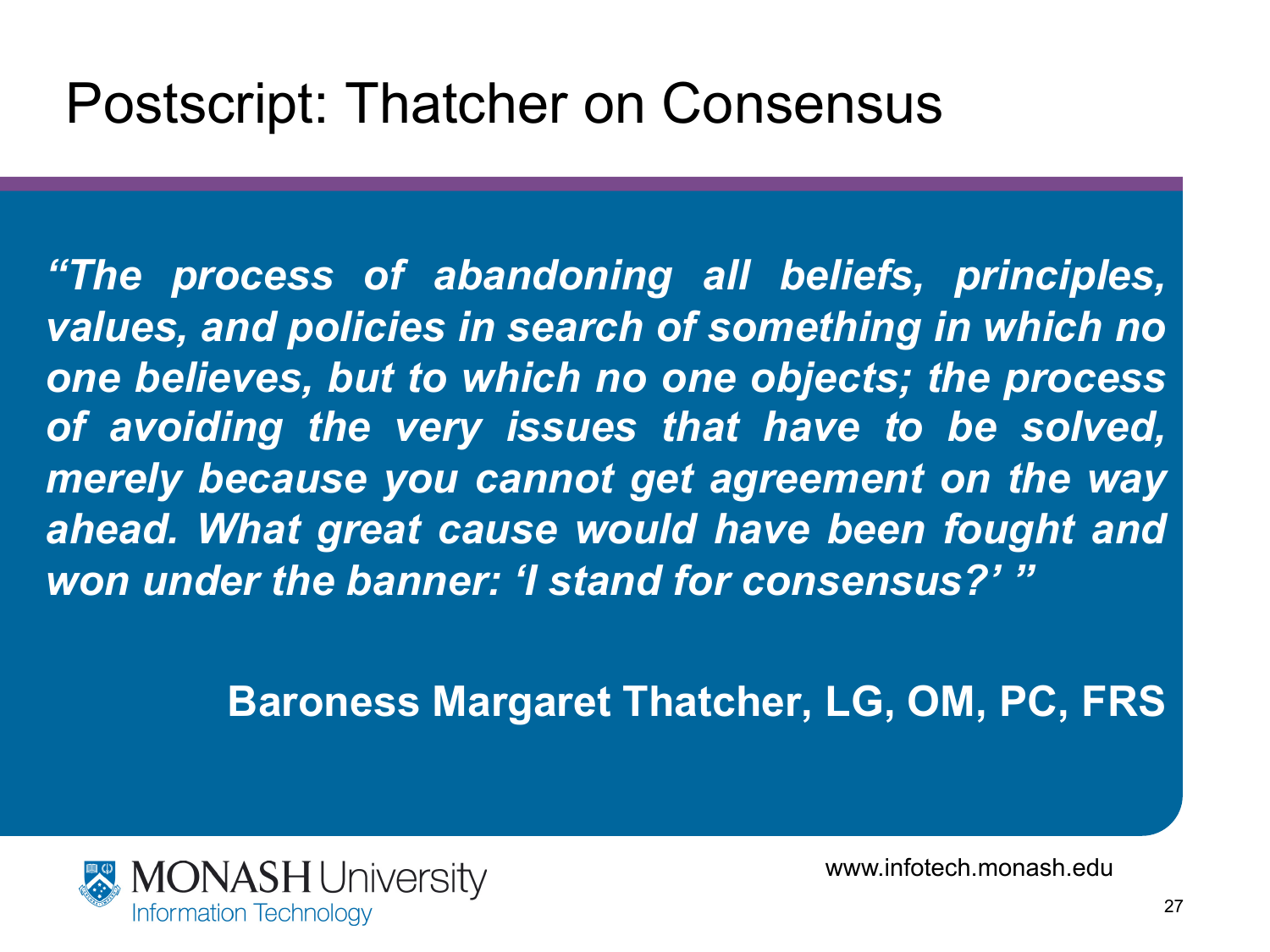# Postscript: Thatcher on Consensus

***"The process of abandoning all beliefs, principles, values, and policies in search of something in which no one believes, but to which no one objects; the process of avoiding the very issues that have to be solved, merely because you cannot get agreement on the way ahead. What great cause would have been fought and won under the banner: 'I stand for consensus?' "***

**Baroness Margaret Thatcher, LG, OM, PC, FRS**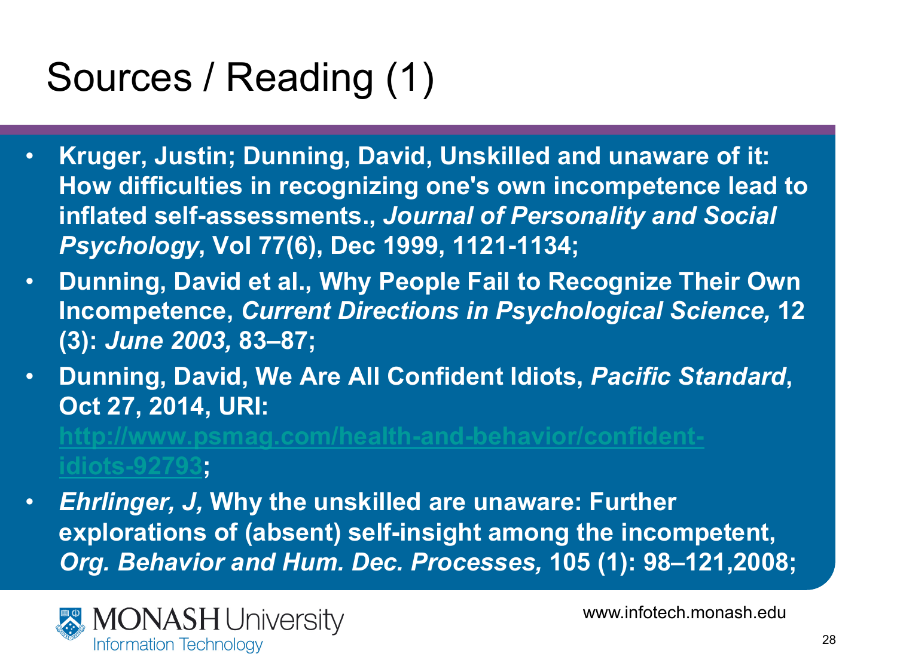# Sources / Reading (1)

- **Kruger, Justin; Dunning, David, Unskilled and unaware of it: How difficulties in recognizing one's own incompetence lead to inflated self-assessments., *Journal of Personality and Social Psychology*, Vol 77(6), Dec 1999, 1121-1134;**
- **Dunning, David et al., Why People Fail to Recognize Their Own Incompetence, *Current Directions in Psychological Science,* 12 (3): *June 2003,* 83–87;**
- **Dunning, David, We Are All Confident Idiots, *Pacific Standard*, Oct 27, 2014, URI: http://www.psmag.com/health-and-behavior/confident-idiots-92793;**
- ***Ehrlinger, J,* Why the unskilled are unaware: Further explorations of (absent) self-insight among the incompetent, *Org. Behavior and Hum. Dec. Processes,* 105 (1): 98–121,2008;**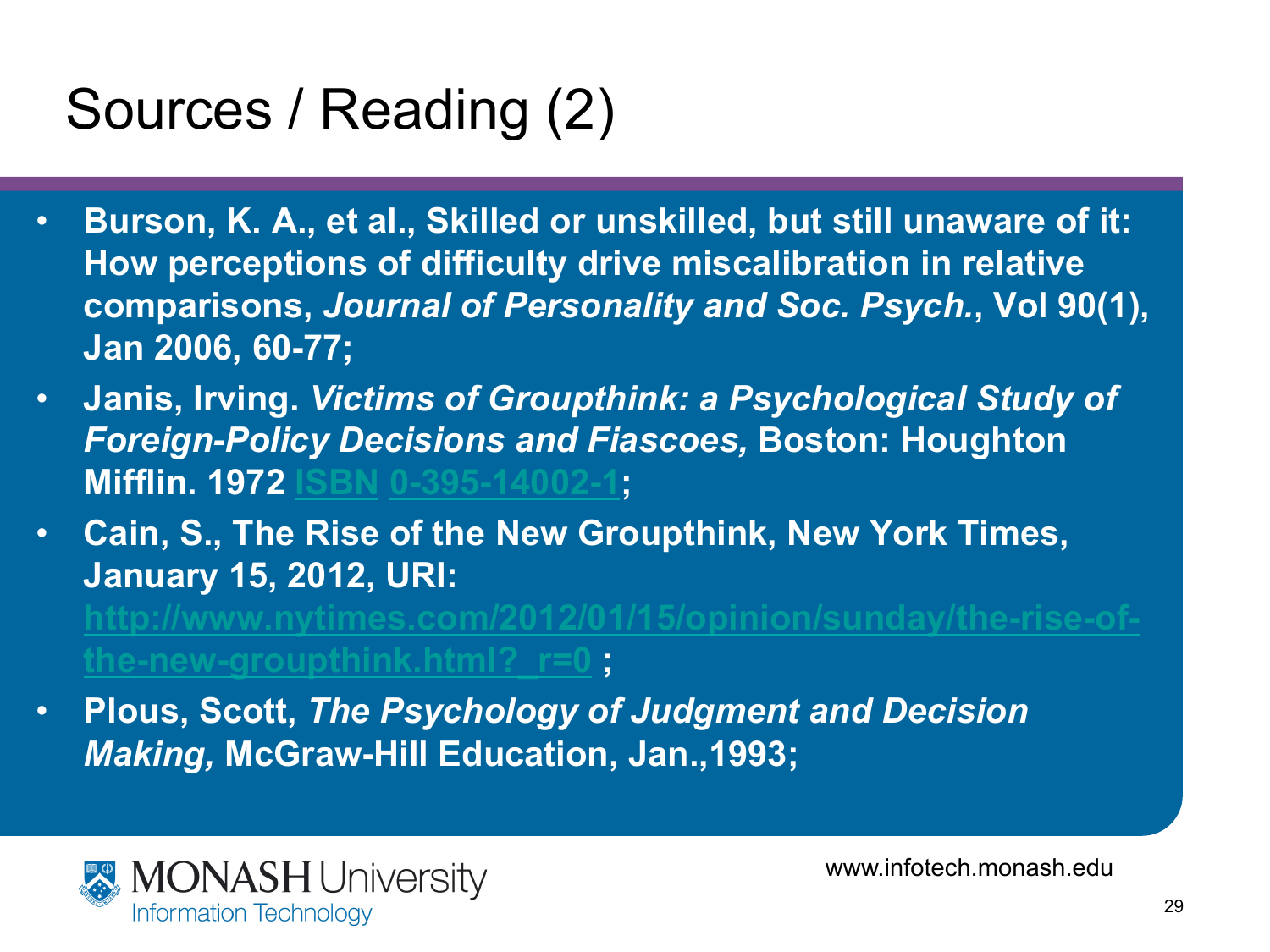# Sources / Reading (2)

- **Burson, K. A., et al., Skilled or unskilled, but still unaware of it: How perceptions of difficulty drive miscalibration in relative comparisons, *Journal of Personality and Soc. Psych.*, Vol 90(1), Jan 2006, 60-77;**
- **Janis, Irving. *Victims of Groupthink: a Psychological Study of Foreign-Policy Decisions and Fiascoes,* Boston: Houghton Mifflin. 1972 ISBN 0-395-14002-1;**
- **Cain, S., The Rise of the New Groupthink, New York Times, January 15, 2012, URI: http://www.nytimes.com/2012/01/15/opinion/sunday/the-rise-of-the-new-groupthink.html?_r=0 ;**
- **Plous, Scott, *The Psychology of Judgment and Decision Making,* McGraw-Hill Education, Jan.,1993;**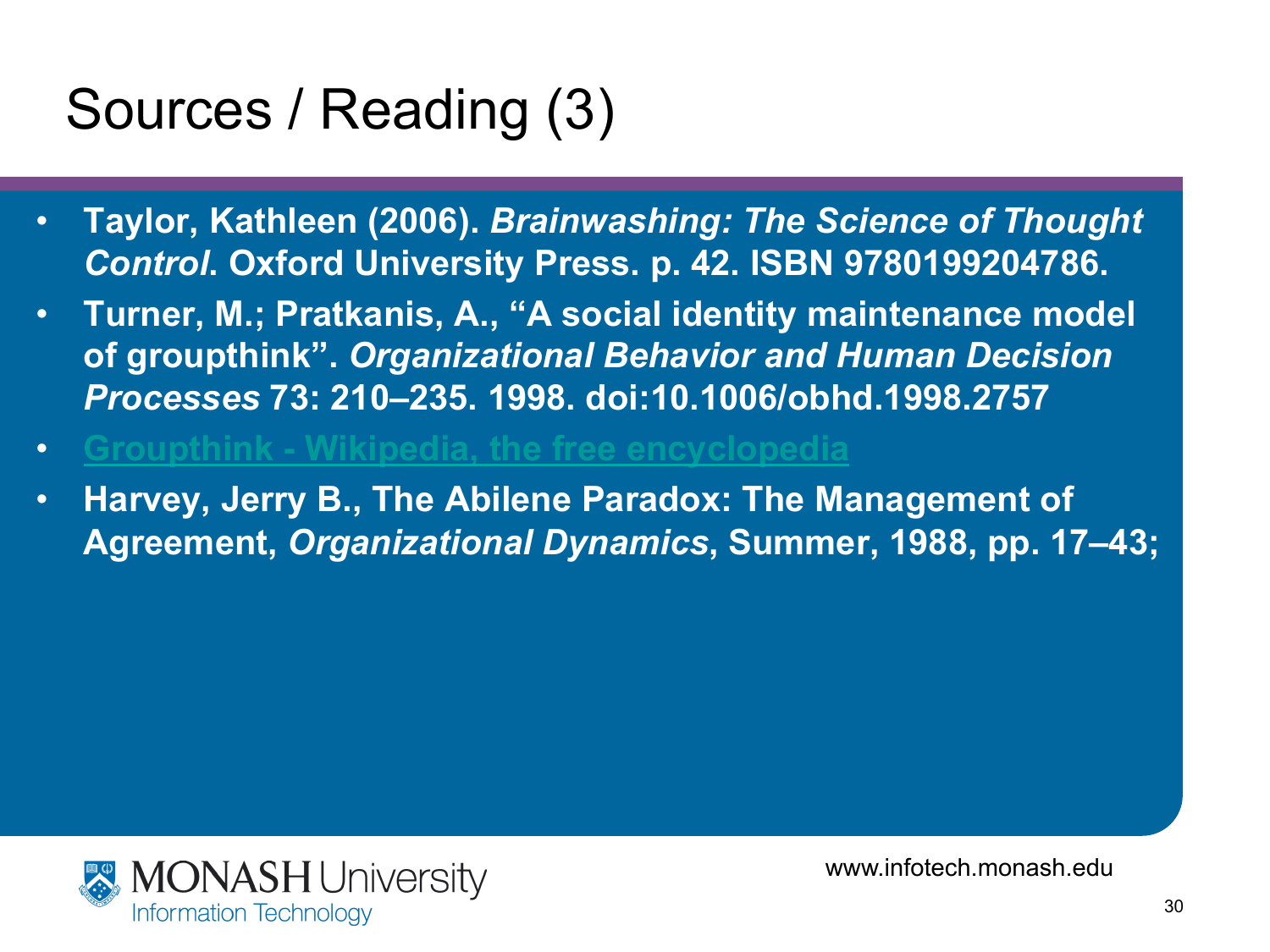# Sources / Reading (3)

- **Taylor, Kathleen (2006).** ***Brainwashing: The Science of Thought Control*****. Oxford University Press. p. 42. ISBN 9780199204786.**
- **Turner, M.; Pratkanis, A., "A social identity maintenance model of groupthink".** ***Organizational Behavior and Human Decision Processes*** **73: 210–235. 1998. doi:10.1006/obhd.1998.2757**
- **Groupthink - Wikipedia, the free encyclopedia**
- **Harvey, Jerry B., The Abilene Paradox: The Management of Agreement,** ***Organizational Dynamics*****, Summer, 1988, pp. 17–43;**

www.infotech.monash.edu